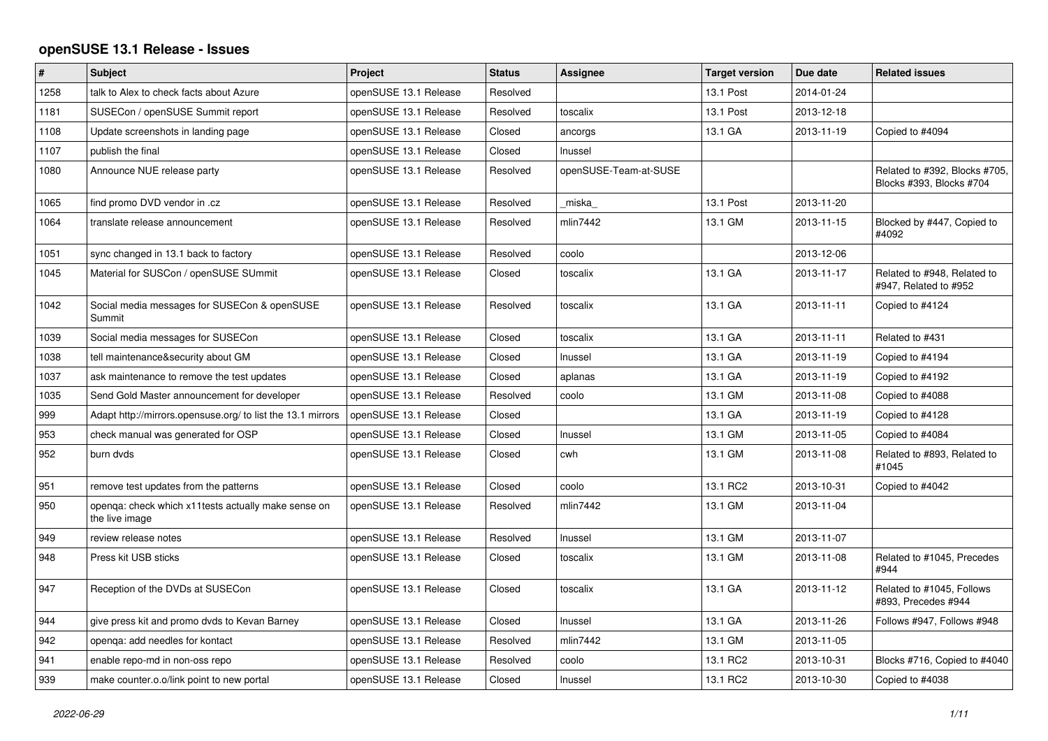# openSUSE 13.1 Release - Issues

| # | Subject | Project | Status | Assignee | Target version | Due date | Related issues |
|---|---|---|---|---|---|---|---|
| 1258 | talk to Alex to check facts about Azure | openSUSE 13.1 Release | Resolved | | 13.1 Post | 2014-01-24 | |
| 1181 | SUSECon / openSUSE Summit report | openSUSE 13.1 Release | Resolved | toscalix | 13.1 Post | 2013-12-18 | |
| 1108 | Update screenshots in landing page | openSUSE 13.1 Release | Closed | ancorgs | 13.1 GA | 2013-11-19 | Copied to #4094 |
| 1107 | publish the final | openSUSE 13.1 Release | Closed | lnussel | | | |
| 1080 | Announce NUE release party | openSUSE 13.1 Release | Resolved | openSUSE-Team-at-SUSE | | | Related to #392, Blocks #705, Blocks #393, Blocks #704 |
| 1065 | find promo DVD vendor in .cz | openSUSE 13.1 Release | Resolved | _miska_ | 13.1 Post | 2013-11-20 | |
| 1064 | translate release announcement | openSUSE 13.1 Release | Resolved | mlin7442 | 13.1 GM | 2013-11-15 | Blocked by #447, Copied to #4092 |
| 1051 | sync changed in 13.1 back to factory | openSUSE 13.1 Release | Resolved | coolo | | 2013-12-06 | |
| 1045 | Material for SUSCon / openSUSE SUmmit | openSUSE 13.1 Release | Closed | toscalix | 13.1 GA | 2013-11-17 | Related to #948, Related to #947, Related to #952 |
| 1042 | Social media messages for SUSECon & openSUSE Summit | openSUSE 13.1 Release | Resolved | toscalix | 13.1 GA | 2013-11-11 | Copied to #4124 |
| 1039 | Social media messages for SUSECon | openSUSE 13.1 Release | Closed | toscalix | 13.1 GA | 2013-11-11 | Related to #431 |
| 1038 | tell maintenance&security about GM | openSUSE 13.1 Release | Closed | lnussel | 13.1 GA | 2013-11-19 | Copied to #4194 |
| 1037 | ask maintenance to remove the test updates | openSUSE 13.1 Release | Closed | aplanas | 13.1 GA | 2013-11-19 | Copied to #4192 |
| 1035 | Send Gold Master announcement for developer | openSUSE 13.1 Release | Resolved | coolo | 13.1 GM | 2013-11-08 | Copied to #4088 |
| 999 | Adapt http://mirrors.opensuse.org/ to list the 13.1 mirrors | openSUSE 13.1 Release | Closed | | 13.1 GA | 2013-11-19 | Copied to #4128 |
| 953 | check manual was generated for OSP | openSUSE 13.1 Release | Closed | lnussel | 13.1 GM | 2013-11-05 | Copied to #4084 |
| 952 | burn dvds | openSUSE 13.1 Release | Closed | cwh | 13.1 GM | 2013-11-08 | Related to #893, Related to #1045 |
| 951 | remove test updates from the patterns | openSUSE 13.1 Release | Closed | coolo | 13.1 RC2 | 2013-10-31 | Copied to #4042 |
| 950 | openqa: check which x11tests actually make sense on the live image | openSUSE 13.1 Release | Resolved | mlin7442 | 13.1 GM | 2013-11-04 | |
| 949 | review release notes | openSUSE 13.1 Release | Resolved | lnussel | 13.1 GM | 2013-11-07 | |
| 948 | Press kit USB sticks | openSUSE 13.1 Release | Closed | toscalix | 13.1 GM | 2013-11-08 | Related to #1045, Precedes #944 |
| 947 | Reception of the DVDs at SUSECon | openSUSE 13.1 Release | Closed | toscalix | 13.1 GA | 2013-11-12 | Related to #1045, Follows #893, Precedes #944 |
| 944 | give press kit and promo dvds to Kevan Barney | openSUSE 13.1 Release | Closed | lnussel | 13.1 GA | 2013-11-26 | Follows #947, Follows #948 |
| 942 | openqa: add needles for kontact | openSUSE 13.1 Release | Resolved | mlin7442 | 13.1 GM | 2013-11-05 | |
| 941 | enable repo-md in non-oss repo | openSUSE 13.1 Release | Resolved | coolo | 13.1 RC2 | 2013-10-31 | Blocks #716, Copied to #4040 |
| 939 | make counter.o.o/link point to new portal | openSUSE 13.1 Release | Closed | lnussel | 13.1 RC2 | 2013-10-30 | Copied to #4038 |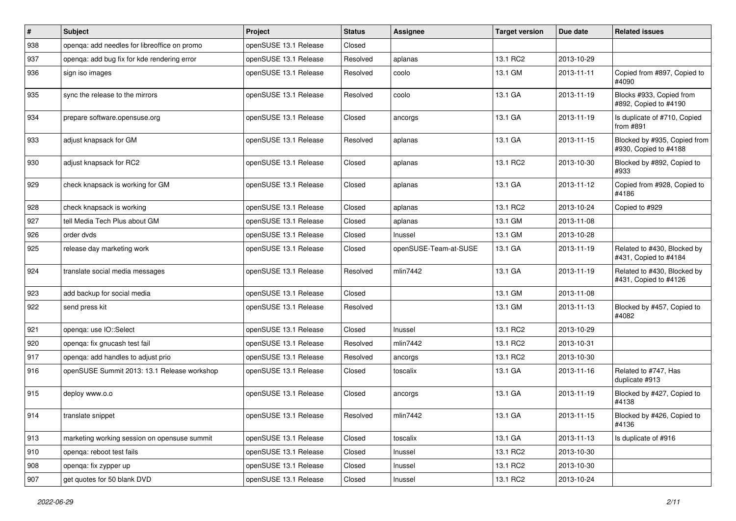| # | Subject | Project | Status | Assignee | Target version | Due date | Related issues |
|---|---|---|---|---|---|---|---|
| 938 | openqa: add needles for libreoffice on promo | openSUSE 13.1 Release | Closed | | | | |
| 937 | openqa: add bug fix for kde rendering error | openSUSE 13.1 Release | Resolved | aplanas | 13.1 RC2 | 2013-10-29 | |
| 936 | sign iso images | openSUSE 13.1 Release | Resolved | coolo | 13.1 GM | 2013-11-11 | Copied from #897, Copied to #4090 |
| 935 | sync the release to the mirrors | openSUSE 13.1 Release | Resolved | coolo | 13.1 GA | 2013-11-19 | Blocks #933, Copied from #892, Copied to #4190 |
| 934 | prepare software.opensuse.org | openSUSE 13.1 Release | Closed | ancorgs | 13.1 GA | 2013-11-19 | Is duplicate of #710, Copied from #891 |
| 933 | adjust knapsack for GM | openSUSE 13.1 Release | Resolved | aplanas | 13.1 GA | 2013-11-15 | Blocked by #935, Copied from #930, Copied to #4188 |
| 930 | adjust knapsack for RC2 | openSUSE 13.1 Release | Closed | aplanas | 13.1 RC2 | 2013-10-30 | Blocked by #892, Copied to #933 |
| 929 | check knapsack is working for GM | openSUSE 13.1 Release | Closed | aplanas | 13.1 GA | 2013-11-12 | Copied from #928, Copied to #4186 |
| 928 | check knapsack is working | openSUSE 13.1 Release | Closed | aplanas | 13.1 RC2 | 2013-10-24 | Copied to #929 |
| 927 | tell Media Tech Plus about GM | openSUSE 13.1 Release | Closed | aplanas | 13.1 GM | 2013-11-08 | |
| 926 | order dvds | openSUSE 13.1 Release | Closed | lnussel | 13.1 GM | 2013-10-28 | |
| 925 | release day marketing work | openSUSE 13.1 Release | Closed | openSUSE-Team-at-SUSE | 13.1 GA | 2013-11-19 | Related to #430, Blocked by #431, Copied to #4184 |
| 924 | translate social media messages | openSUSE 13.1 Release | Resolved | mlin7442 | 13.1 GA | 2013-11-19 | Related to #430, Blocked by #431, Copied to #4126 |
| 923 | add backup for social media | openSUSE 13.1 Release | Closed | | 13.1 GM | 2013-11-08 | |
| 922 | send press kit | openSUSE 13.1 Release | Resolved | | 13.1 GM | 2013-11-13 | Blocked by #457, Copied to #4082 |
| 921 | openqa: use IO::Select | openSUSE 13.1 Release | Closed | lnussel | 13.1 RC2 | 2013-10-29 | |
| 920 | openqa: fix gnucash test fail | openSUSE 13.1 Release | Resolved | mlin7442 | 13.1 RC2 | 2013-10-31 | |
| 917 | openqa: add handles to adjust prio | openSUSE 13.1 Release | Resolved | ancorgs | 13.1 RC2 | 2013-10-30 | |
| 916 | openSUSE Summit 2013: 13.1 Release workshop | openSUSE 13.1 Release | Closed | toscalix | 13.1 GA | 2013-11-16 | Related to #747, Has duplicate #913 |
| 915 | deploy www.o.o | openSUSE 13.1 Release | Closed | ancorgs | 13.1 GA | 2013-11-19 | Blocked by #427, Copied to #4138 |
| 914 | translate snippet | openSUSE 13.1 Release | Resolved | mlin7442 | 13.1 GA | 2013-11-15 | Blocked by #426, Copied to #4136 |
| 913 | marketing working session on opensuse summit | openSUSE 13.1 Release | Closed | toscalix | 13.1 GA | 2013-11-13 | Is duplicate of #916 |
| 910 | openqa: reboot test fails | openSUSE 13.1 Release | Closed | lnussel | 13.1 RC2 | 2013-10-30 | |
| 908 | openqa: fix zypper up | openSUSE 13.1 Release | Closed | lnussel | 13.1 RC2 | 2013-10-30 | |
| 907 | get quotes for 50 blank DVD | openSUSE 13.1 Release | Closed | lnussel | 13.1 RC2 | 2013-10-24 | |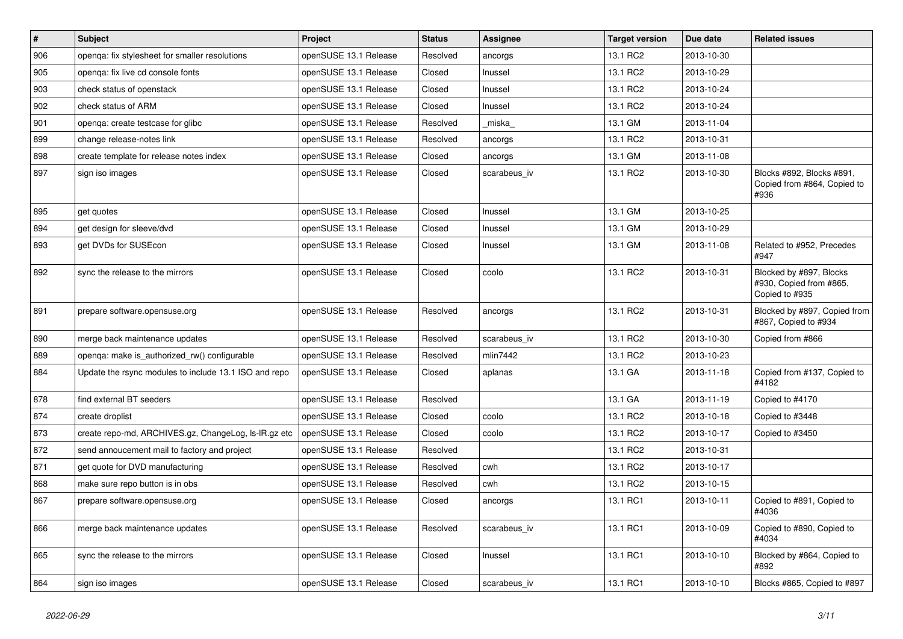| # | Subject | Project | Status | Assignee | Target version | Due date | Related issues |
|---|---|---|---|---|---|---|---|
| 906 | openqa: fix stylesheet for smaller resolutions | openSUSE 13.1 Release | Resolved | ancorgs | 13.1 RC2 | 2013-10-30 | |
| 905 | openqa: fix live cd console fonts | openSUSE 13.1 Release | Closed | lnussel | 13.1 RC2 | 2013-10-29 | |
| 903 | check status of openstack | openSUSE 13.1 Release | Closed | lnussel | 13.1 RC2 | 2013-10-24 | |
| 902 | check status of ARM | openSUSE 13.1 Release | Closed | lnussel | 13.1 RC2 | 2013-10-24 | |
| 901 | openqa: create testcase for glibc | openSUSE 13.1 Release | Resolved | _miska_ | 13.1 GM | 2013-11-04 | |
| 899 | change release-notes link | openSUSE 13.1 Release | Resolved | ancorgs | 13.1 RC2 | 2013-10-31 | |
| 898 | create template for release notes index | openSUSE 13.1 Release | Closed | ancorgs | 13.1 GM | 2013-11-08 | |
| 897 | sign iso images | openSUSE 13.1 Release | Closed | scarabeus_iv | 13.1 RC2 | 2013-10-30 | Blocks #892, Blocks #891, Copied from #864, Copied to #936 |
| 895 | get quotes | openSUSE 13.1 Release | Closed | lnussel | 13.1 GM | 2013-10-25 | |
| 894 | get design for sleeve/dvd | openSUSE 13.1 Release | Closed | lnussel | 13.1 GM | 2013-10-29 | |
| 893 | get DVDs for SUSEcon | openSUSE 13.1 Release | Closed | lnussel | 13.1 GM | 2013-11-08 | Related to #952, Precedes #947 |
| 892 | sync the release to the mirrors | openSUSE 13.1 Release | Closed | coolo | 13.1 RC2 | 2013-10-31 | Blocked by #897, Blocks #930, Copied from #865, Copied to #935 |
| 891 | prepare software.opensuse.org | openSUSE 13.1 Release | Resolved | ancorgs | 13.1 RC2 | 2013-10-31 | Blocked by #897, Copied from #867, Copied to #934 |
| 890 | merge back maintenance updates | openSUSE 13.1 Release | Resolved | scarabeus_iv | 13.1 RC2 | 2013-10-30 | Copied from #866 |
| 889 | openqa: make is_authorized_rw() configurable | openSUSE 13.1 Release | Resolved | mlin7442 | 13.1 RC2 | 2013-10-23 | |
| 884 | Update the rsync modules to include 13.1 ISO and repo | openSUSE 13.1 Release | Closed | aplanas | 13.1 GA | 2013-11-18 | Copied from #137, Copied to #4182 |
| 878 | find external BT seeders | openSUSE 13.1 Release | Resolved | | 13.1 GA | 2013-11-19 | Copied to #4170 |
| 874 | create droplist | openSUSE 13.1 Release | Closed | coolo | 13.1 RC2 | 2013-10-18 | Copied to #3448 |
| 873 | create repo-md, ARCHIVES.gz, ChangeLog, ls-lR.gz etc | openSUSE 13.1 Release | Closed | coolo | 13.1 RC2 | 2013-10-17 | Copied to #3450 |
| 872 | send annoucement mail to factory and project | openSUSE 13.1 Release | Resolved | | 13.1 RC2 | 2013-10-31 | |
| 871 | get quote for DVD manufacturing | openSUSE 13.1 Release | Resolved | cwh | 13.1 RC2 | 2013-10-17 | |
| 868 | make sure repo button is in obs | openSUSE 13.1 Release | Resolved | cwh | 13.1 RC2 | 2013-10-15 | |
| 867 | prepare software.opensuse.org | openSUSE 13.1 Release | Closed | ancorgs | 13.1 RC1 | 2013-10-11 | Copied to #891, Copied to #4036 |
| 866 | merge back maintenance updates | openSUSE 13.1 Release | Resolved | scarabeus_iv | 13.1 RC1 | 2013-10-09 | Copied to #890, Copied to #4034 |
| 865 | sync the release to the mirrors | openSUSE 13.1 Release | Closed | lnussel | 13.1 RC1 | 2013-10-10 | Blocked by #864, Copied to #892 |
| 864 | sign iso images | openSUSE 13.1 Release | Closed | scarabeus_iv | 13.1 RC1 | 2013-10-10 | Blocks #865, Copied to #897 |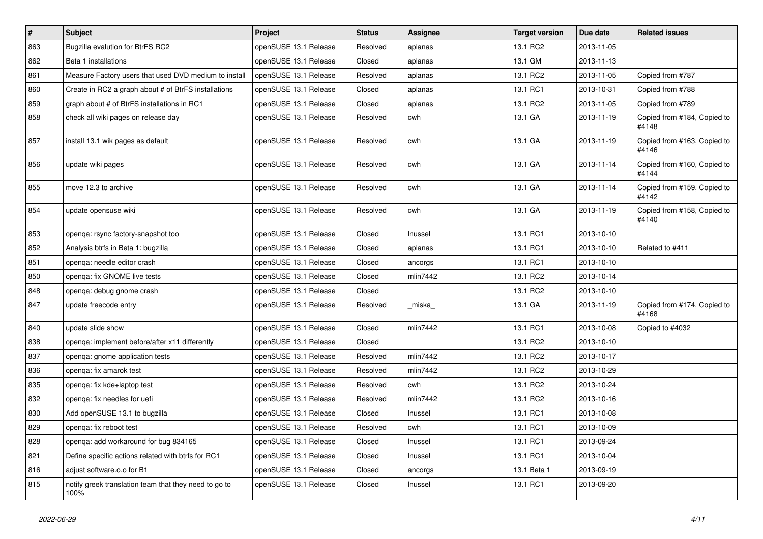| # | Subject | Project | Status | Assignee | Target version | Due date | Related issues |
|---|---|---|---|---|---|---|---|
| 863 | Bugzilla evalution for BtrFS RC2 | openSUSE 13.1 Release | Resolved | aplanas | 13.1 RC2 | 2013-11-05 | |
| 862 | Beta 1 installations | openSUSE 13.1 Release | Closed | aplanas | 13.1 GM | 2013-11-13 | |
| 861 | Measure Factory users that used DVD medium to install | openSUSE 13.1 Release | Resolved | aplanas | 13.1 RC2 | 2013-11-05 | Copied from #787 |
| 860 | Create in RC2 a graph about # of BtrFS installations | openSUSE 13.1 Release | Closed | aplanas | 13.1 RC1 | 2013-10-31 | Copied from #788 |
| 859 | graph about # of BtrFS installations in RC1 | openSUSE 13.1 Release | Closed | aplanas | 13.1 RC2 | 2013-11-05 | Copied from #789 |
| 858 | check all wiki pages on release day | openSUSE 13.1 Release | Resolved | cwh | 13.1 GA | 2013-11-19 | Copied from #184, Copied to #4148 |
| 857 | install 13.1 wik pages as default | openSUSE 13.1 Release | Resolved | cwh | 13.1 GA | 2013-11-19 | Copied from #163, Copied to #4146 |
| 856 | update wiki pages | openSUSE 13.1 Release | Resolved | cwh | 13.1 GA | 2013-11-14 | Copied from #160, Copied to #4144 |
| 855 | move 12.3 to archive | openSUSE 13.1 Release | Resolved | cwh | 13.1 GA | 2013-11-14 | Copied from #159, Copied to #4142 |
| 854 | update opensuse wiki | openSUSE 13.1 Release | Resolved | cwh | 13.1 GA | 2013-11-19 | Copied from #158, Copied to #4140 |
| 853 | openqa: rsync factory-snapshot too | openSUSE 13.1 Release | Closed | lnussel | 13.1 RC1 | 2013-10-10 | |
| 852 | Analysis btrfs in Beta 1: bugzilla | openSUSE 13.1 Release | Closed | aplanas | 13.1 RC1 | 2013-10-10 | Related to #411 |
| 851 | openqa: needle editor crash | openSUSE 13.1 Release | Closed | ancorgs | 13.1 RC1 | 2013-10-10 | |
| 850 | openqa: fix GNOME live tests | openSUSE 13.1 Release | Closed | mlin7442 | 13.1 RC2 | 2013-10-14 | |
| 848 | openqa: debug gnome crash | openSUSE 13.1 Release | Closed | | 13.1 RC2 | 2013-10-10 | |
| 847 | update freecode entry | openSUSE 13.1 Release | Resolved | _miska_ | 13.1 GA | 2013-11-19 | Copied from #174, Copied to #4168 |
| 840 | update slide show | openSUSE 13.1 Release | Closed | mlin7442 | 13.1 RC1 | 2013-10-08 | Copied to #4032 |
| 838 | openqa: implement before/after x11 differently | openSUSE 13.1 Release | Closed | | 13.1 RC2 | 2013-10-10 | |
| 837 | openqa: gnome application tests | openSUSE 13.1 Release | Resolved | mlin7442 | 13.1 RC2 | 2013-10-17 | |
| 836 | openqa: fix amarok test | openSUSE 13.1 Release | Resolved | mlin7442 | 13.1 RC2 | 2013-10-29 | |
| 835 | openqa: fix kde+laptop test | openSUSE 13.1 Release | Resolved | cwh | 13.1 RC2 | 2013-10-24 | |
| 832 | openqa: fix needles for uefi | openSUSE 13.1 Release | Resolved | mlin7442 | 13.1 RC2 | 2013-10-16 | |
| 830 | Add openSUSE 13.1 to bugzilla | openSUSE 13.1 Release | Closed | lnussel | 13.1 RC1 | 2013-10-08 | |
| 829 | openqa: fix reboot test | openSUSE 13.1 Release | Resolved | cwh | 13.1 RC1 | 2013-10-09 | |
| 828 | openqa: add workaround for bug 834165 | openSUSE 13.1 Release | Closed | lnussel | 13.1 RC1 | 2013-09-24 | |
| 821 | Define specific actions related with btrfs for RC1 | openSUSE 13.1 Release | Closed | lnussel | 13.1 RC1 | 2013-10-04 | |
| 816 | adjust software.o.o for B1 | openSUSE 13.1 Release | Closed | ancorgs | 13.1 Beta 1 | 2013-09-19 | |
| 815 | notify greek translation team that they need to go to 100% | openSUSE 13.1 Release | Closed | lnussel | 13.1 RC1 | 2013-09-20 | |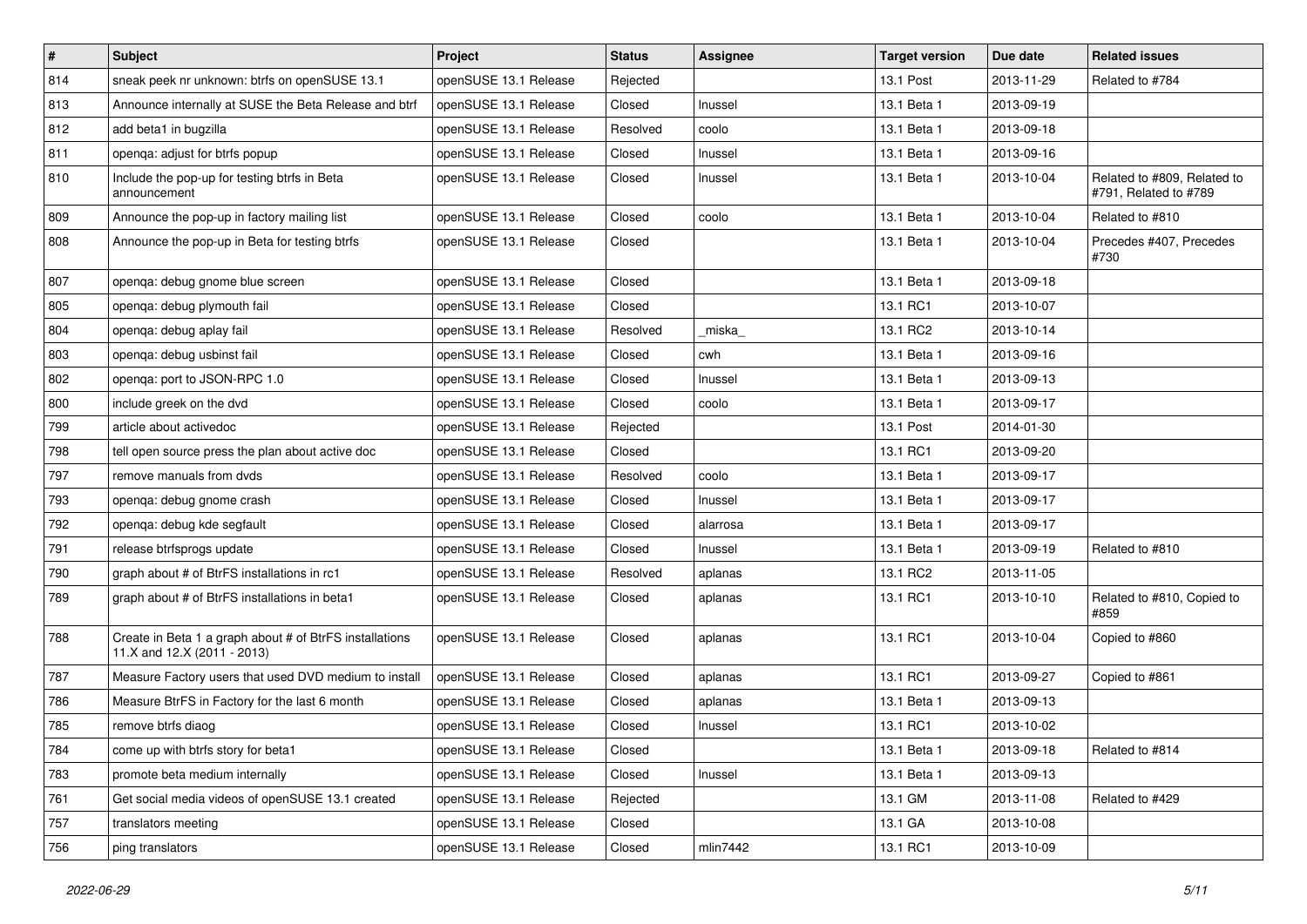| # | Subject | Project | Status | Assignee | Target version | Due date | Related issues |
|---|---|---|---|---|---|---|---|
| 814 | sneak peek nr unknown: btrfs on openSUSE 13.1 | openSUSE 13.1 Release | Rejected | | 13.1 Post | 2013-11-29 | Related to #784 |
| 813 | Announce internally at SUSE the Beta Release and btrf | openSUSE 13.1 Release | Closed | lnussel | 13.1 Beta 1 | 2013-09-19 | |
| 812 | add beta1 in bugzilla | openSUSE 13.1 Release | Resolved | coolo | 13.1 Beta 1 | 2013-09-18 | |
| 811 | openqa: adjust for btrfs popup | openSUSE 13.1 Release | Closed | lnussel | 13.1 Beta 1 | 2013-09-16 | |
| 810 | Include the pop-up for testing btrfs in Beta announcement | openSUSE 13.1 Release | Closed | lnussel | 13.1 Beta 1 | 2013-10-04 | Related to #809, Related to #791, Related to #789 |
| 809 | Announce the pop-up in factory mailing list | openSUSE 13.1 Release | Closed | coolo | 13.1 Beta 1 | 2013-10-04 | Related to #810 |
| 808 | Announce the pop-up in Beta for testing btrfs | openSUSE 13.1 Release | Closed | | 13.1 Beta 1 | 2013-10-04 | Precedes #407, Precedes #730 |
| 807 | openqa: debug gnome blue screen | openSUSE 13.1 Release | Closed | | 13.1 Beta 1 | 2013-09-18 | |
| 805 | openqa: debug plymouth fail | openSUSE 13.1 Release | Closed | | 13.1 RC1 | 2013-10-07 | |
| 804 | openqa: debug aplay fail | openSUSE 13.1 Release | Resolved | _miska_ | 13.1 RC2 | 2013-10-14 | |
| 803 | openqa: debug usbinst fail | openSUSE 13.1 Release | Closed | cwh | 13.1 Beta 1 | 2013-09-16 | |
| 802 | openqa: port to JSON-RPC 1.0 | openSUSE 13.1 Release | Closed | lnussel | 13.1 Beta 1 | 2013-09-13 | |
| 800 | include greek on the dvd | openSUSE 13.1 Release | Closed | coolo | 13.1 Beta 1 | 2013-09-17 | |
| 799 | article about activedoc | openSUSE 13.1 Release | Rejected | | 13.1 Post | 2014-01-30 | |
| 798 | tell open source press the plan about active doc | openSUSE 13.1 Release | Closed | | 13.1 RC1 | 2013-09-20 | |
| 797 | remove manuals from dvds | openSUSE 13.1 Release | Resolved | coolo | 13.1 Beta 1 | 2013-09-17 | |
| 793 | openqa: debug gnome crash | openSUSE 13.1 Release | Closed | lnussel | 13.1 Beta 1 | 2013-09-17 | |
| 792 | openqa: debug kde segfault | openSUSE 13.1 Release | Closed | alarrosa | 13.1 Beta 1 | 2013-09-17 | |
| 791 | release btrfsprogs update | openSUSE 13.1 Release | Closed | lnussel | 13.1 Beta 1 | 2013-09-19 | Related to #810 |
| 790 | graph about # of BtrFS installations in rc1 | openSUSE 13.1 Release | Resolved | aplanas | 13.1 RC2 | 2013-11-05 | |
| 789 | graph about # of BtrFS installations in beta1 | openSUSE 13.1 Release | Closed | aplanas | 13.1 RC1 | 2013-10-10 | Related to #810, Copied to #859 |
| 788 | Create in Beta 1 a graph about # of BtrFS installations 11.X and 12.X (2011 - 2013) | openSUSE 13.1 Release | Closed | aplanas | 13.1 RC1 | 2013-10-04 | Copied to #860 |
| 787 | Measure Factory users that used DVD medium to install | openSUSE 13.1 Release | Closed | aplanas | 13.1 RC1 | 2013-09-27 | Copied to #861 |
| 786 | Measure BtrFS in Factory for the last 6 month | openSUSE 13.1 Release | Closed | aplanas | 13.1 Beta 1 | 2013-09-13 | |
| 785 | remove btrfs diaog | openSUSE 13.1 Release | Closed | lnussel | 13.1 RC1 | 2013-10-02 | |
| 784 | come up with btrfs story for beta1 | openSUSE 13.1 Release | Closed | | 13.1 Beta 1 | 2013-09-18 | Related to #814 |
| 783 | promote beta medium internally | openSUSE 13.1 Release | Closed | lnussel | 13.1 Beta 1 | 2013-09-13 | |
| 761 | Get social media videos of openSUSE 13.1 created | openSUSE 13.1 Release | Rejected | | 13.1 GM | 2013-11-08 | Related to #429 |
| 757 | translators meeting | openSUSE 13.1 Release | Closed | | 13.1 GA | 2013-10-08 | |
| 756 | ping translators | openSUSE 13.1 Release | Closed | mlin7442 | 13.1 RC1 | 2013-10-09 | |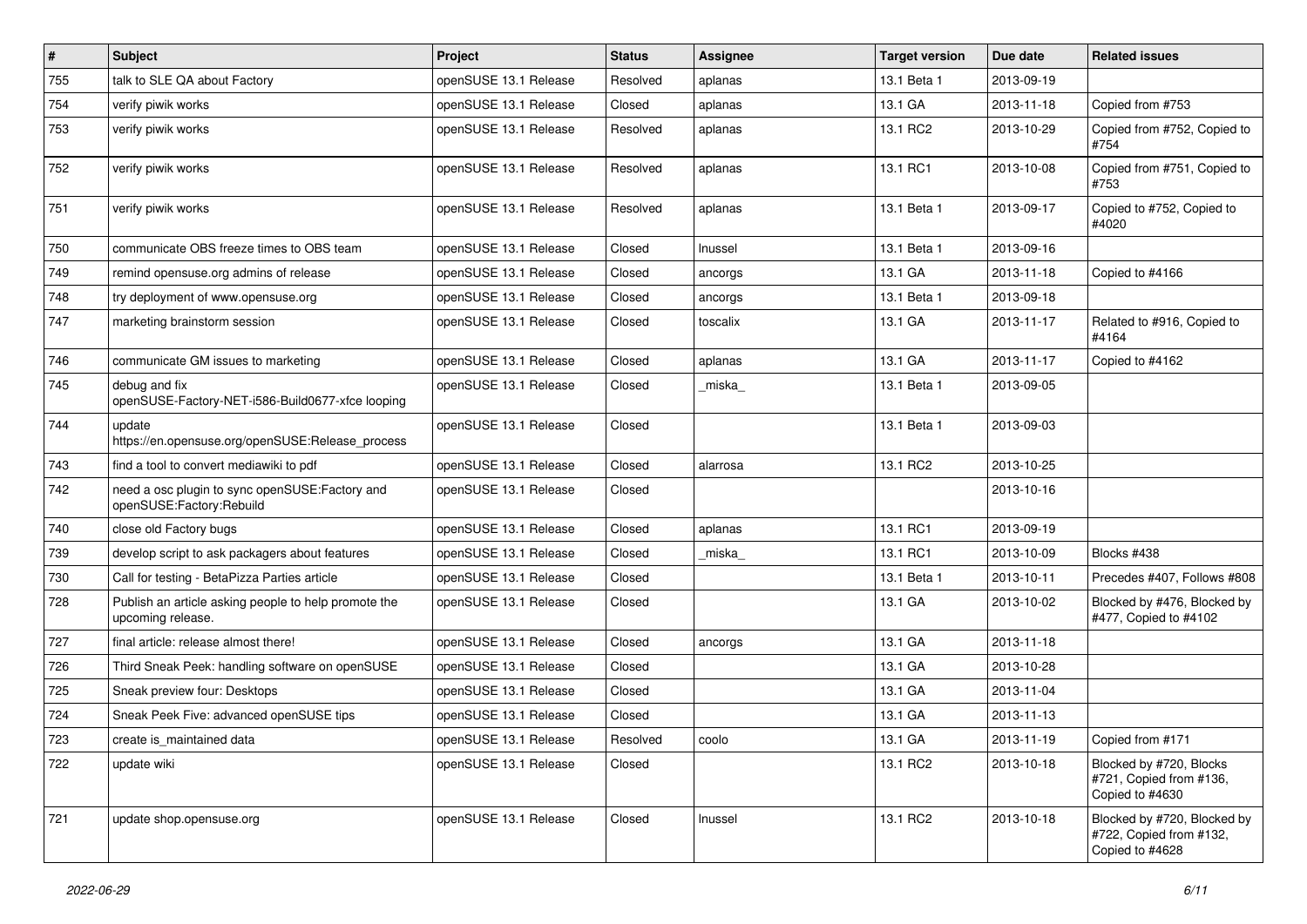| # | Subject | Project | Status | Assignee | Target version | Due date | Related issues |
|---|---|---|---|---|---|---|---|
| 755 | talk to SLE QA about Factory | openSUSE 13.1 Release | Resolved | aplanas | 13.1 Beta 1 | 2013-09-19 | |
| 754 | verify piwik works | openSUSE 13.1 Release | Closed | aplanas | 13.1 GA | 2013-11-18 | Copied from #753 |
| 753 | verify piwik works | openSUSE 13.1 Release | Resolved | aplanas | 13.1 RC2 | 2013-10-29 | Copied from #752, Copied to #754 |
| 752 | verify piwik works | openSUSE 13.1 Release | Resolved | aplanas | 13.1 RC1 | 2013-10-08 | Copied from #751, Copied to #753 |
| 751 | verify piwik works | openSUSE 13.1 Release | Resolved | aplanas | 13.1 Beta 1 | 2013-09-17 | Copied to #752, Copied to #4020 |
| 750 | communicate OBS freeze times to OBS team | openSUSE 13.1 Release | Closed | lnussel | 13.1 Beta 1 | 2013-09-16 | |
| 749 | remind opensuse.org admins of release | openSUSE 13.1 Release | Closed | ancorgs | 13.1 GA | 2013-11-18 | Copied to #4166 |
| 748 | try deployment of www.opensuse.org | openSUSE 13.1 Release | Closed | ancorgs | 13.1 Beta 1 | 2013-09-18 | |
| 747 | marketing brainstorm session | openSUSE 13.1 Release | Closed | toscalix | 13.1 GA | 2013-11-17 | Related to #916, Copied to #4164 |
| 746 | communicate GM issues to marketing | openSUSE 13.1 Release | Closed | aplanas | 13.1 GA | 2013-11-17 | Copied to #4162 |
| 745 | debug and fix openSUSE-Factory-NET-i586-Build0677-xfce looping | openSUSE 13.1 Release | Closed | _miska_ | 13.1 Beta 1 | 2013-09-05 | |
| 744 | update https://en.opensuse.org/openSUSE:Release_process | openSUSE 13.1 Release | Closed | | 13.1 Beta 1 | 2013-09-03 | |
| 743 | find a tool to convert mediawiki to pdf | openSUSE 13.1 Release | Closed | alarrosa | 13.1 RC2 | 2013-10-25 | |
| 742 | need a osc plugin to sync openSUSE:Factory and openSUSE:Factory:Rebuild | openSUSE 13.1 Release | Closed | | | 2013-10-16 | |
| 740 | close old Factory bugs | openSUSE 13.1 Release | Closed | aplanas | 13.1 RC1 | 2013-09-19 | |
| 739 | develop script to ask packagers about features | openSUSE 13.1 Release | Closed | _miska_ | 13.1 RC1 | 2013-10-09 | Blocks #438 |
| 730 | Call for testing - BetaPizza Parties article | openSUSE 13.1 Release | Closed | | 13.1 Beta 1 | 2013-10-11 | Precedes #407, Follows #808 |
| 728 | Publish an article asking people to help promote the upcoming release. | openSUSE 13.1 Release | Closed | | 13.1 GA | 2013-10-02 | Blocked by #476, Blocked by #477, Copied to #4102 |
| 727 | final article: release almost there! | openSUSE 13.1 Release | Closed | ancorgs | 13.1 GA | 2013-11-18 | |
| 726 | Third Sneak Peek: handling software on openSUSE | openSUSE 13.1 Release | Closed | | 13.1 GA | 2013-10-28 | |
| 725 | Sneak preview four: Desktops | openSUSE 13.1 Release | Closed | | 13.1 GA | 2013-11-04 | |
| 724 | Sneak Peek Five: advanced openSUSE tips | openSUSE 13.1 Release | Closed | | 13.1 GA | 2013-11-13 | |
| 723 | create is_maintained data | openSUSE 13.1 Release | Resolved | coolo | 13.1 GA | 2013-11-19 | Copied from #171 |
| 722 | update wiki | openSUSE 13.1 Release | Closed | | 13.1 RC2 | 2013-10-18 | Blocked by #720, Blocks #721, Copied from #136, Copied to #4630 |
| 721 | update shop.opensuse.org | openSUSE 13.1 Release | Closed | lnussel | 13.1 RC2 | 2013-10-18 | Blocked by #720, Blocked by #722, Copied from #132, Copied to #4628 |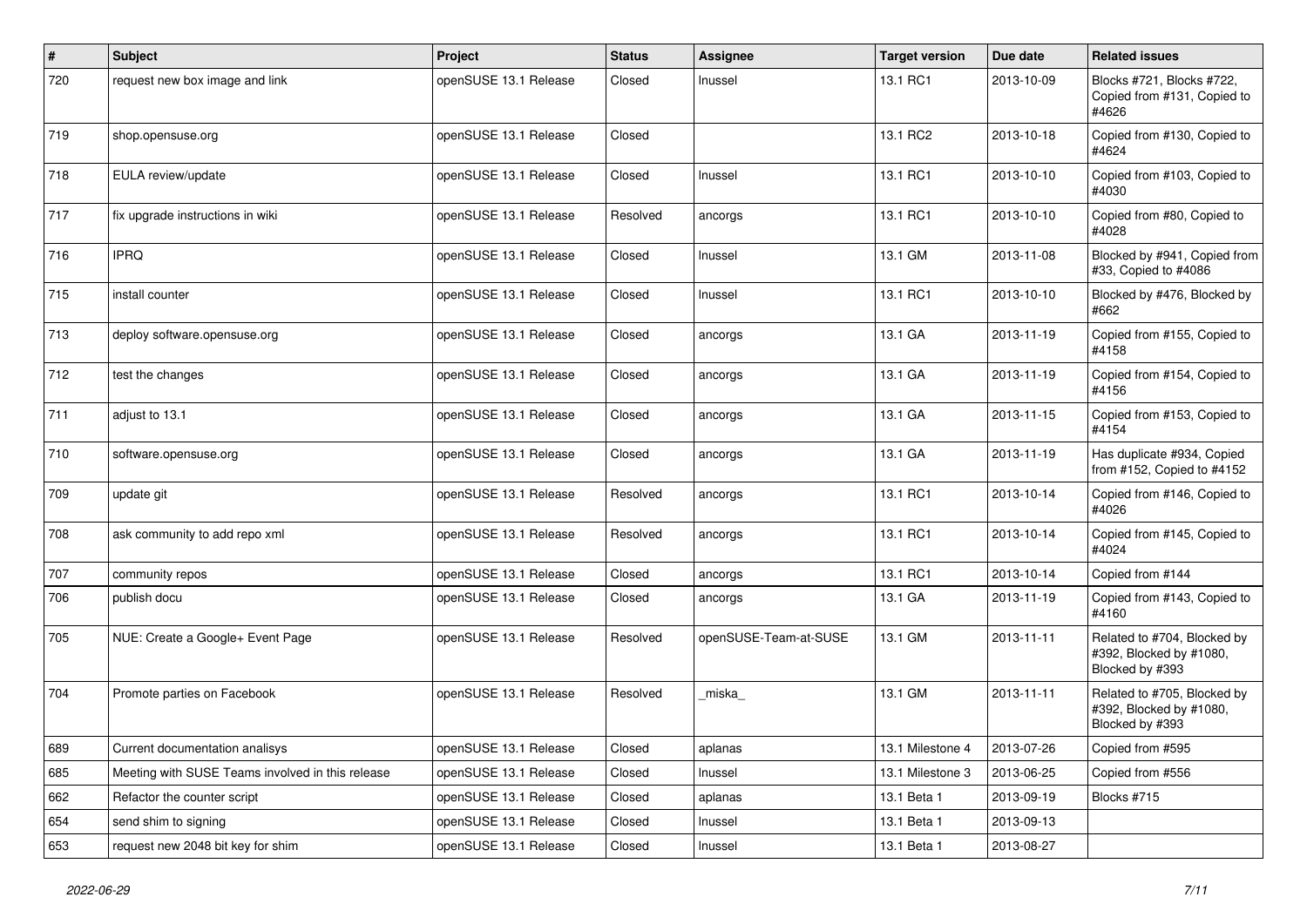| # | Subject | Project | Status | Assignee | Target version | Due date | Related issues |
|---|---|---|---|---|---|---|---|
| 720 | request new box image and link | openSUSE 13.1 Release | Closed | lnussel | 13.1 RC1 | 2013-10-09 | Blocks #721, Blocks #722, Copied from #131, Copied to #4626 |
| 719 | shop.opensuse.org | openSUSE 13.1 Release | Closed | | 13.1 RC2 | 2013-10-18 | Copied from #130, Copied to #4624 |
| 718 | EULA review/update | openSUSE 13.1 Release | Closed | lnussel | 13.1 RC1 | 2013-10-10 | Copied from #103, Copied to #4030 |
| 717 | fix upgrade instructions in wiki | openSUSE 13.1 Release | Resolved | ancorgs | 13.1 RC1 | 2013-10-10 | Copied from #80, Copied to #4028 |
| 716 | IPRQ | openSUSE 13.1 Release | Closed | lnussel | 13.1 GM | 2013-11-08 | Blocked by #941, Copied from #33, Copied to #4086 |
| 715 | install counter | openSUSE 13.1 Release | Closed | lnussel | 13.1 RC1 | 2013-10-10 | Blocked by #476, Blocked by #662 |
| 713 | deploy software.opensuse.org | openSUSE 13.1 Release | Closed | ancorgs | 13.1 GA | 2013-11-19 | Copied from #155, Copied to #4158 |
| 712 | test the changes | openSUSE 13.1 Release | Closed | ancorgs | 13.1 GA | 2013-11-19 | Copied from #154, Copied to #4156 |
| 711 | adjust to 13.1 | openSUSE 13.1 Release | Closed | ancorgs | 13.1 GA | 2013-11-15 | Copied from #153, Copied to #4154 |
| 710 | software.opensuse.org | openSUSE 13.1 Release | Closed | ancorgs | 13.1 GA | 2013-11-19 | Has duplicate #934, Copied from #152, Copied to #4152 |
| 709 | update git | openSUSE 13.1 Release | Resolved | ancorgs | 13.1 RC1 | 2013-10-14 | Copied from #146, Copied to #4026 |
| 708 | ask community to add repo xml | openSUSE 13.1 Release | Resolved | ancorgs | 13.1 RC1 | 2013-10-14 | Copied from #145, Copied to #4024 |
| 707 | community repos | openSUSE 13.1 Release | Closed | ancorgs | 13.1 RC1 | 2013-10-14 | Copied from #144 |
| 706 | publish docu | openSUSE 13.1 Release | Closed | ancorgs | 13.1 GA | 2013-11-19 | Copied from #143, Copied to #4160 |
| 705 | NUE: Create a Google+ Event Page | openSUSE 13.1 Release | Resolved | openSUSE-Team-at-SUSE | 13.1 GM | 2013-11-11 | Related to #704, Blocked by #392, Blocked by #1080, Blocked by #393 |
| 704 | Promote parties on Facebook | openSUSE 13.1 Release | Resolved | _miska_ | 13.1 GM | 2013-11-11 | Related to #705, Blocked by #392, Blocked by #1080, Blocked by #393 |
| 689 | Current documentation analisys | openSUSE 13.1 Release | Closed | aplanas | 13.1 Milestone 4 | 2013-07-26 | Copied from #595 |
| 685 | Meeting with SUSE Teams involved in this release | openSUSE 13.1 Release | Closed | lnussel | 13.1 Milestone 3 | 2013-06-25 | Copied from #556 |
| 662 | Refactor the counter script | openSUSE 13.1 Release | Closed | aplanas | 13.1 Beta 1 | 2013-09-19 | Blocks #715 |
| 654 | send shim to signing | openSUSE 13.1 Release | Closed | lnussel | 13.1 Beta 1 | 2013-09-13 | |
| 653 | request new 2048 bit key for shim | openSUSE 13.1 Release | Closed | lnussel | 13.1 Beta 1 | 2013-08-27 | |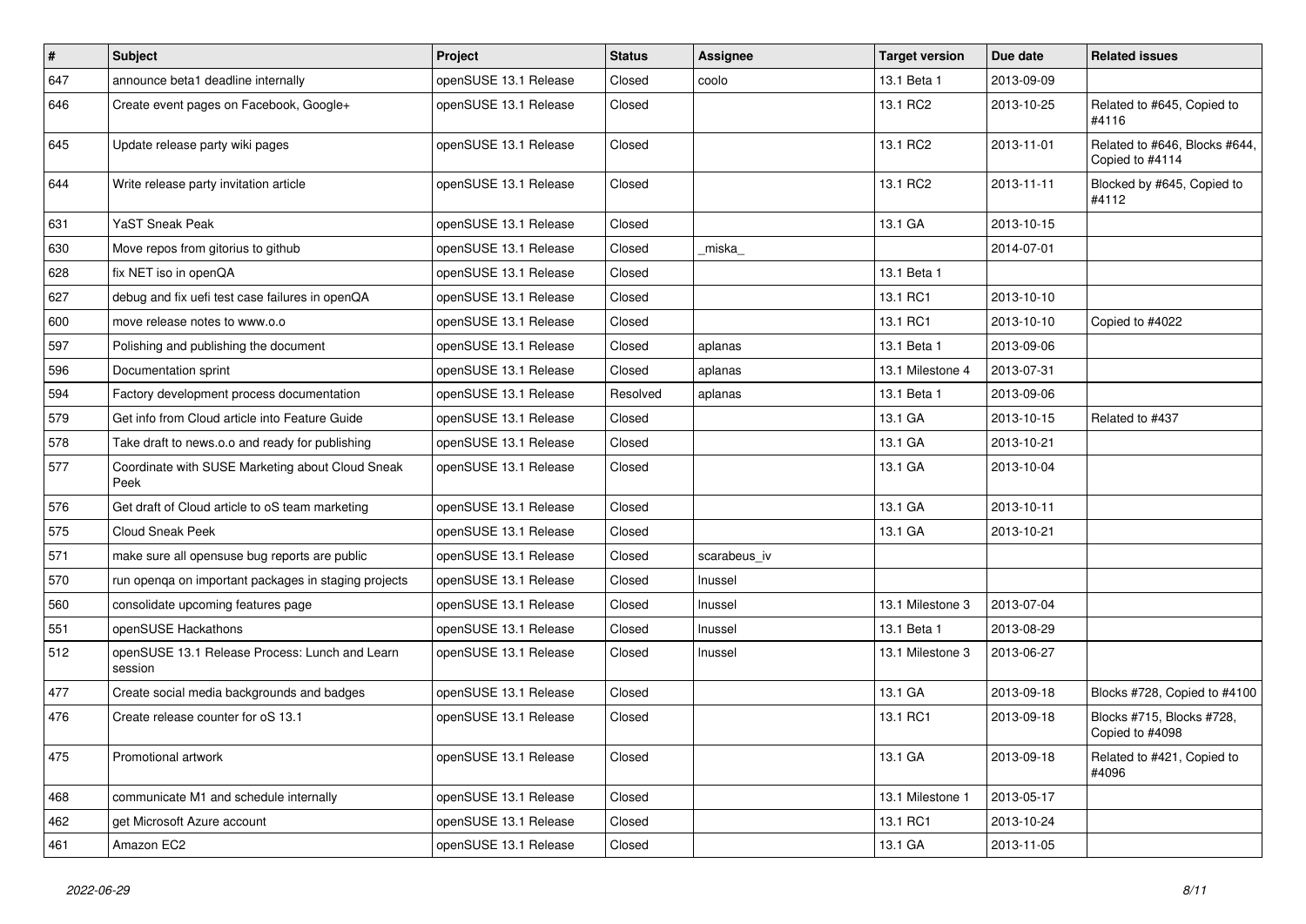| # | Subject | Project | Status | Assignee | Target version | Due date | Related issues |
|---|---|---|---|---|---|---|---|
| 647 | announce beta1 deadline internally | openSUSE 13.1 Release | Closed | coolo | 13.1 Beta 1 | 2013-09-09 | |
| 646 | Create event pages on Facebook, Google+ | openSUSE 13.1 Release | Closed | | 13.1 RC2 | 2013-10-25 | Related to #645, Copied to #4116 |
| 645 | Update release party wiki pages | openSUSE 13.1 Release | Closed | | 13.1 RC2 | 2013-11-01 | Related to #646, Blocks #644, Copied to #4114 |
| 644 | Write release party invitation article | openSUSE 13.1 Release | Closed | | 13.1 RC2 | 2013-11-11 | Blocked by #645, Copied to #4112 |
| 631 | YaST Sneak Peak | openSUSE 13.1 Release | Closed | | 13.1 GA | 2013-10-15 | |
| 630 | Move repos from gitorius to github | openSUSE 13.1 Release | Closed | _miska_ | | 2014-07-01 | |
| 628 | fix NET iso in openQA | openSUSE 13.1 Release | Closed | | 13.1 Beta 1 | | |
| 627 | debug and fix uefi test case failures in openQA | openSUSE 13.1 Release | Closed | | 13.1 RC1 | 2013-10-10 | |
| 600 | move release notes to www.o.o | openSUSE 13.1 Release | Closed | | 13.1 RC1 | 2013-10-10 | Copied to #4022 |
| 597 | Polishing and publishing the document | openSUSE 13.1 Release | Closed | aplanas | 13.1 Beta 1 | 2013-09-06 | |
| 596 | Documentation sprint | openSUSE 13.1 Release | Closed | aplanas | 13.1 Milestone 4 | 2013-07-31 | |
| 594 | Factory development process documentation | openSUSE 13.1 Release | Resolved | aplanas | 13.1 Beta 1 | 2013-09-06 | |
| 579 | Get info from Cloud article into Feature Guide | openSUSE 13.1 Release | Closed | | 13.1 GA | 2013-10-15 | Related to #437 |
| 578 | Take draft to news.o.o and ready for publishing | openSUSE 13.1 Release | Closed | | 13.1 GA | 2013-10-21 | |
| 577 | Coordinate with SUSE Marketing about Cloud Sneak Peek | openSUSE 13.1 Release | Closed | | 13.1 GA | 2013-10-04 | |
| 576 | Get draft of Cloud article to oS team marketing | openSUSE 13.1 Release | Closed | | 13.1 GA | 2013-10-11 | |
| 575 | Cloud Sneak Peek | openSUSE 13.1 Release | Closed | | 13.1 GA | 2013-10-21 | |
| 571 | make sure all opensuse bug reports are public | openSUSE 13.1 Release | Closed | scarabeus_iv | | | |
| 570 | run openqa on important packages in staging projects | openSUSE 13.1 Release | Closed | lnussel | | | |
| 560 | consolidate upcoming features page | openSUSE 13.1 Release | Closed | lnussel | 13.1 Milestone 3 | 2013-07-04 | |
| 551 | openSUSE Hackathons | openSUSE 13.1 Release | Closed | lnussel | 13.1 Beta 1 | 2013-08-29 | |
| 512 | openSUSE 13.1 Release Process: Lunch and Learn session | openSUSE 13.1 Release | Closed | lnussel | 13.1 Milestone 3 | 2013-06-27 | |
| 477 | Create social media backgrounds and badges | openSUSE 13.1 Release | Closed | | 13.1 GA | 2013-09-18 | Blocks #728, Copied to #4100 |
| 476 | Create release counter for oS 13.1 | openSUSE 13.1 Release | Closed | | 13.1 RC1 | 2013-09-18 | Blocks #715, Blocks #728, Copied to #4098 |
| 475 | Promotional artwork | openSUSE 13.1 Release | Closed | | 13.1 GA | 2013-09-18 | Related to #421, Copied to #4096 |
| 468 | communicate M1 and schedule internally | openSUSE 13.1 Release | Closed | | 13.1 Milestone 1 | 2013-05-17 | |
| 462 | get Microsoft Azure account | openSUSE 13.1 Release | Closed | | 13.1 RC1 | 2013-10-24 | |
| 461 | Amazon EC2 | openSUSE 13.1 Release | Closed | | 13.1 GA | 2013-11-05 | |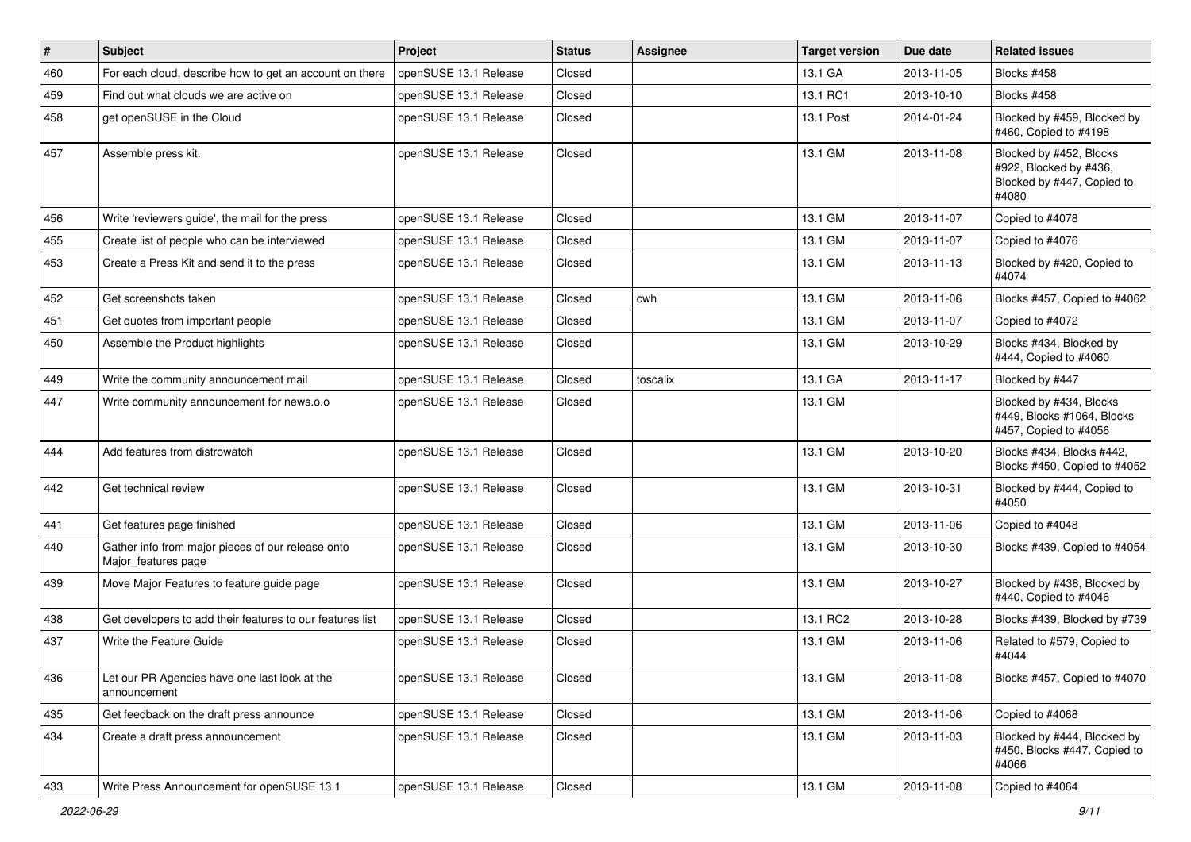| # | Subject | Project | Status | Assignee | Target version | Due date | Related issues |
|---|---|---|---|---|---|---|---|
| 460 | For each cloud, describe how to get an account on there | openSUSE 13.1 Release | Closed | | 13.1 GA | 2013-11-05 | Blocks #458 |
| 459 | Find out what clouds we are active on | openSUSE 13.1 Release | Closed | | 13.1 RC1 | 2013-10-10 | Blocks #458 |
| 458 | get openSUSE in the Cloud | openSUSE 13.1 Release | Closed | | 13.1 Post | 2014-01-24 | Blocked by #459, Blocked by #460, Copied to #4198 |
| 457 | Assemble press kit. | openSUSE 13.1 Release | Closed | | 13.1 GM | 2013-11-08 | Blocked by #452, Blocks #922, Blocked by #436, Blocked by #447, Copied to #4080 |
| 456 | Write 'reviewers guide', the mail for the press | openSUSE 13.1 Release | Closed | | 13.1 GM | 2013-11-07 | Copied to #4078 |
| 455 | Create list of people who can be interviewed | openSUSE 13.1 Release | Closed | | 13.1 GM | 2013-11-07 | Copied to #4076 |
| 453 | Create a Press Kit and send it to the press | openSUSE 13.1 Release | Closed | | 13.1 GM | 2013-11-13 | Blocked by #420, Copied to #4074 |
| 452 | Get screenshots taken | openSUSE 13.1 Release | Closed | cwh | 13.1 GM | 2013-11-06 | Blocks #457, Copied to #4062 |
| 451 | Get quotes from important people | openSUSE 13.1 Release | Closed | | 13.1 GM | 2013-11-07 | Copied to #4072 |
| 450 | Assemble the Product highlights | openSUSE 13.1 Release | Closed | | 13.1 GM | 2013-10-29 | Blocks #434, Blocked by #444, Copied to #4060 |
| 449 | Write the community announcement mail | openSUSE 13.1 Release | Closed | toscalix | 13.1 GA | 2013-11-17 | Blocked by #447 |
| 447 | Write community announcement for news.o.o | openSUSE 13.1 Release | Closed | | 13.1 GM | | Blocked by #434, Blocks #449, Blocks #1064, Blocks #457, Copied to #4056 |
| 444 | Add features from distrowatch | openSUSE 13.1 Release | Closed | | 13.1 GM | 2013-10-20 | Blocks #434, Blocks #442, Blocks #450, Copied to #4052 |
| 442 | Get technical review | openSUSE 13.1 Release | Closed | | 13.1 GM | 2013-10-31 | Blocked by #444, Copied to #4050 |
| 441 | Get features page finished | openSUSE 13.1 Release | Closed | | 13.1 GM | 2013-11-06 | Copied to #4048 |
| 440 | Gather info from major pieces of our release onto Major_features page | openSUSE 13.1 Release | Closed | | 13.1 GM | 2013-10-30 | Blocks #439, Copied to #4054 |
| 439 | Move Major Features to feature guide page | openSUSE 13.1 Release | Closed | | 13.1 GM | 2013-10-27 | Blocked by #438, Blocked by #440, Copied to #4046 |
| 438 | Get developers to add their features to our features list | openSUSE 13.1 Release | Closed | | 13.1 RC2 | 2013-10-28 | Blocks #439, Blocked by #739 |
| 437 | Write the Feature Guide | openSUSE 13.1 Release | Closed | | 13.1 GM | 2013-11-06 | Related to #579, Copied to #4044 |
| 436 | Let our PR Agencies have one last look at the announcement | openSUSE 13.1 Release | Closed | | 13.1 GM | 2013-11-08 | Blocks #457, Copied to #4070 |
| 435 | Get feedback on the draft press announce | openSUSE 13.1 Release | Closed | | 13.1 GM | 2013-11-06 | Copied to #4068 |
| 434 | Create a draft press announcement | openSUSE 13.1 Release | Closed | | 13.1 GM | 2013-11-03 | Blocked by #444, Blocked by #450, Blocks #447, Copied to #4066 |
| 433 | Write Press Announcement for openSUSE 13.1 | openSUSE 13.1 Release | Closed | | 13.1 GM | 2013-11-08 | Copied to #4064 |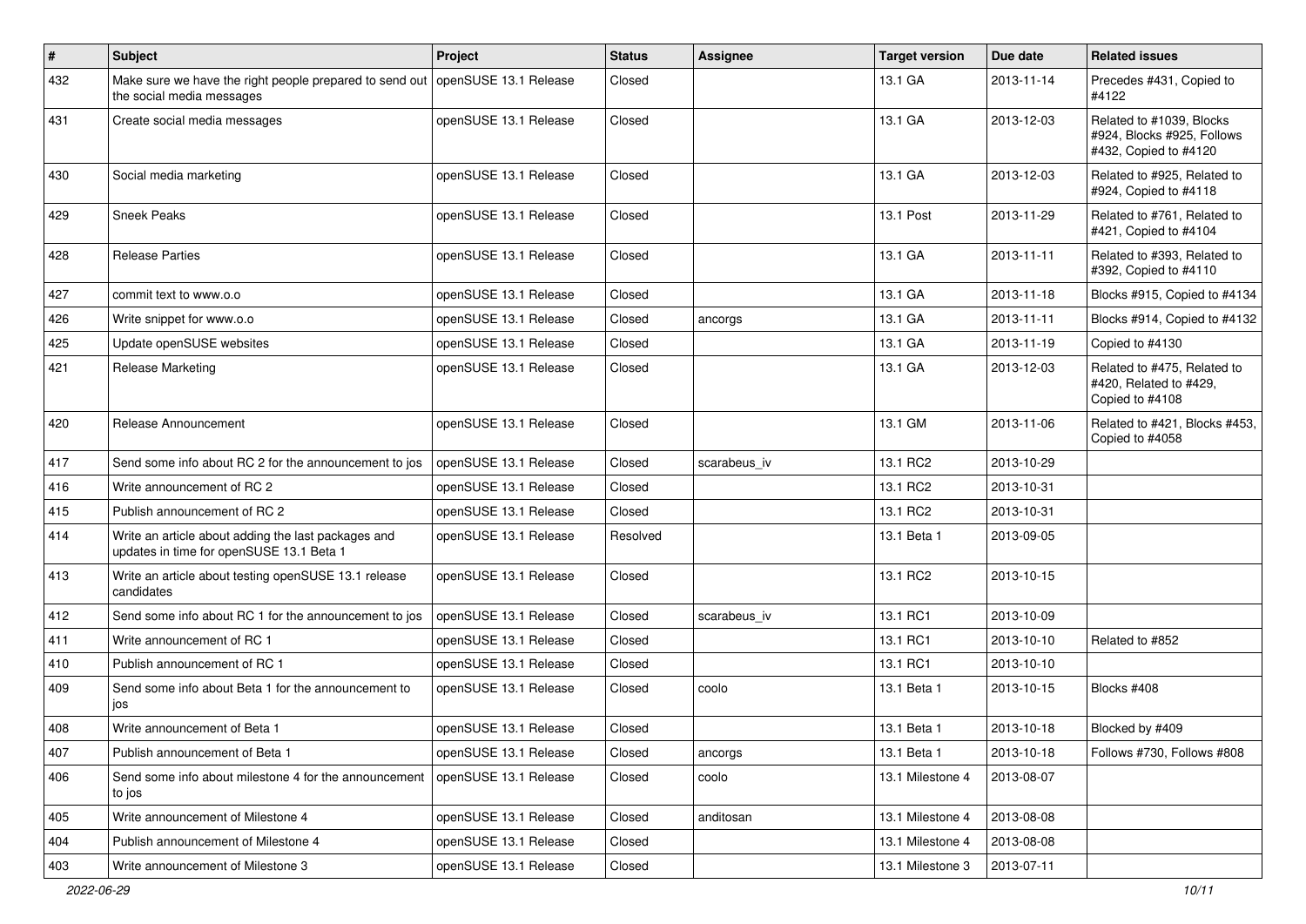| # | Subject | Project | Status | Assignee | Target version | Due date | Related issues |
|---|---|---|---|---|---|---|---|
| 432 | Make sure we have the right people prepared to send out the social media messages | openSUSE 13.1 Release | Closed | | 13.1 GA | 2013-11-14 | Precedes #431, Copied to #4122 |
| 431 | Create social media messages | openSUSE 13.1 Release | Closed | | 13.1 GA | 2013-12-03 | Related to #1039, Blocks #924, Blocks #925, Follows #432, Copied to #4120 |
| 430 | Social media marketing | openSUSE 13.1 Release | Closed | | 13.1 GA | 2013-12-03 | Related to #925, Related to #924, Copied to #4118 |
| 429 | Sneek Peaks | openSUSE 13.1 Release | Closed | | 13.1 Post | 2013-11-29 | Related to #761, Related to #421, Copied to #4104 |
| 428 | Release Parties | openSUSE 13.1 Release | Closed | | 13.1 GA | 2013-11-11 | Related to #393, Related to #392, Copied to #4110 |
| 427 | commit text to www.o.o | openSUSE 13.1 Release | Closed | | 13.1 GA | 2013-11-18 | Blocks #915, Copied to #4134 |
| 426 | Write snippet for www.o.o | openSUSE 13.1 Release | Closed | ancorgs | 13.1 GA | 2013-11-11 | Blocks #914, Copied to #4132 |
| 425 | Update openSUSE websites | openSUSE 13.1 Release | Closed | | 13.1 GA | 2013-11-19 | Copied to #4130 |
| 421 | Release Marketing | openSUSE 13.1 Release | Closed | | 13.1 GA | 2013-12-03 | Related to #475, Related to #420, Related to #429, Copied to #4108 |
| 420 | Release Announcement | openSUSE 13.1 Release | Closed | | 13.1 GM | 2013-11-06 | Related to #421, Blocks #453, Copied to #4058 |
| 417 | Send some info about RC 2 for the announcement to jos | openSUSE 13.1 Release | Closed | scarabeus_iv | 13.1 RC2 | 2013-10-29 | |
| 416 | Write announcement of RC 2 | openSUSE 13.1 Release | Closed | | 13.1 RC2 | 2013-10-31 | |
| 415 | Publish announcement of RC 2 | openSUSE 13.1 Release | Closed | | 13.1 RC2 | 2013-10-31 | |
| 414 | Write an article about adding the last packages and updates in time for openSUSE 13.1 Beta 1 | openSUSE 13.1 Release | Resolved | | 13.1 Beta 1 | 2013-09-05 | |
| 413 | Write an article about testing openSUSE 13.1 release candidates | openSUSE 13.1 Release | Closed | | 13.1 RC2 | 2013-10-15 | |
| 412 | Send some info about RC 1 for the announcement to jos | openSUSE 13.1 Release | Closed | scarabeus_iv | 13.1 RC1 | 2013-10-09 | |
| 411 | Write announcement of RC 1 | openSUSE 13.1 Release | Closed | | 13.1 RC1 | 2013-10-10 | Related to #852 |
| 410 | Publish announcement of RC 1 | openSUSE 13.1 Release | Closed | | 13.1 RC1 | 2013-10-10 | |
| 409 | Send some info about Beta 1 for the announcement to jos | openSUSE 13.1 Release | Closed | coolo | 13.1 Beta 1 | 2013-10-15 | Blocks #408 |
| 408 | Write announcement of Beta 1 | openSUSE 13.1 Release | Closed | | 13.1 Beta 1 | 2013-10-18 | Blocked by #409 |
| 407 | Publish announcement of Beta 1 | openSUSE 13.1 Release | Closed | ancorgs | 13.1 Beta 1 | 2013-10-18 | Follows #730, Follows #808 |
| 406 | Send some info about milestone 4 for the announcement to jos | openSUSE 13.1 Release | Closed | coolo | 13.1 Milestone 4 | 2013-08-07 | |
| 405 | Write announcement of Milestone 4 | openSUSE 13.1 Release | Closed | anditosan | 13.1 Milestone 4 | 2013-08-08 | |
| 404 | Publish announcement of Milestone 4 | openSUSE 13.1 Release | Closed | | 13.1 Milestone 4 | 2013-08-08 | |
| 403 | Write announcement of Milestone 3 | openSUSE 13.1 Release | Closed | | 13.1 Milestone 3 | 2013-07-11 | |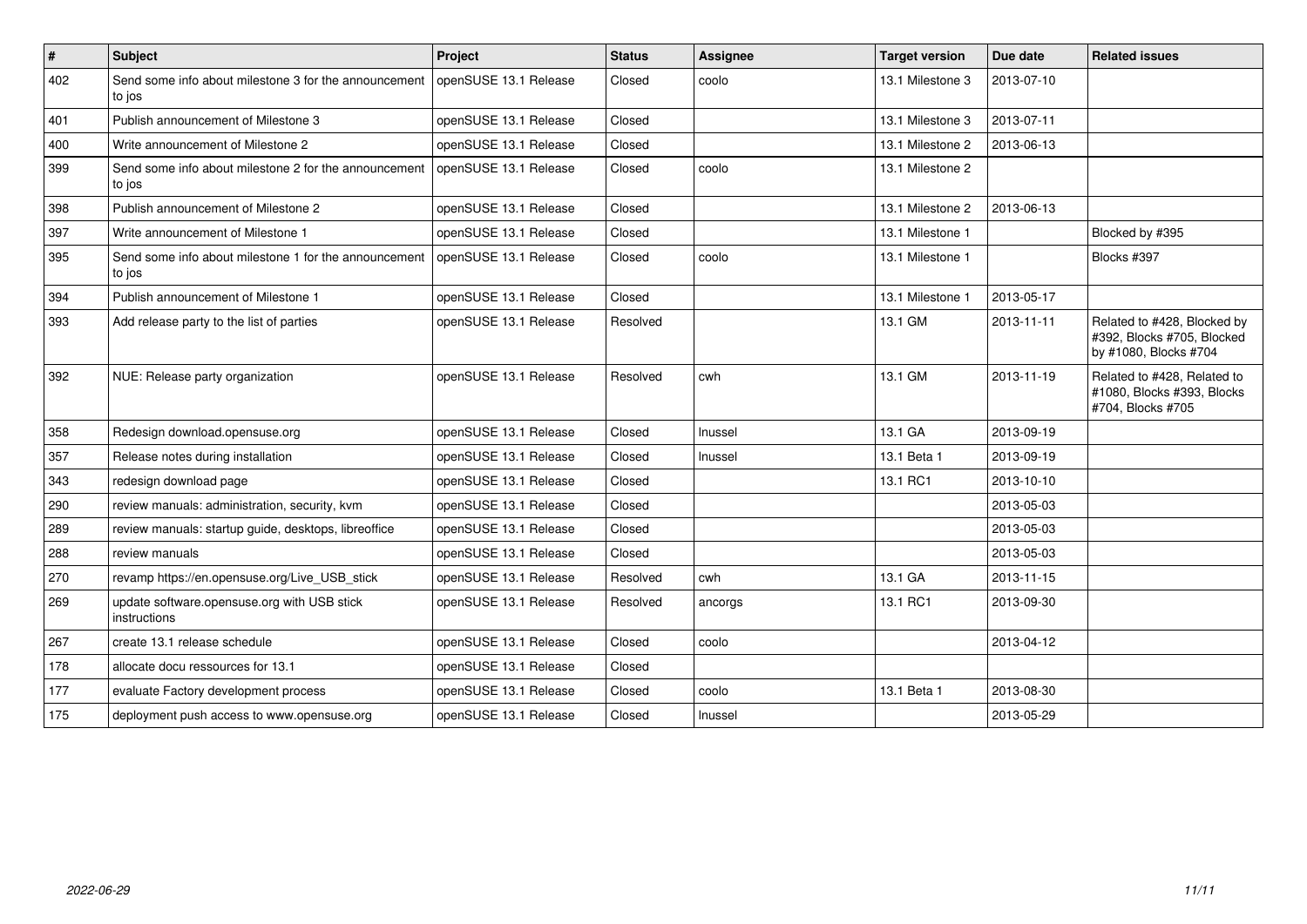| # | Subject | Project | Status | Assignee | Target version | Due date | Related issues |
|---|---|---|---|---|---|---|---|
| 402 | Send some info about milestone 3 for the announcement to jos | openSUSE 13.1 Release | Closed | coolo | 13.1 Milestone 3 | 2013-07-10 | |
| 401 | Publish announcement of Milestone 3 | openSUSE 13.1 Release | Closed | | 13.1 Milestone 3 | 2013-07-11 | |
| 400 | Write announcement of Milestone 2 | openSUSE 13.1 Release | Closed | | 13.1 Milestone 2 | 2013-06-13 | |
| 399 | Send some info about milestone 2 for the announcement to jos | openSUSE 13.1 Release | Closed | coolo | 13.1 Milestone 2 | | |
| 398 | Publish announcement of Milestone 2 | openSUSE 13.1 Release | Closed | | 13.1 Milestone 2 | 2013-06-13 | |
| 397 | Write announcement of Milestone 1 | openSUSE 13.1 Release | Closed | | 13.1 Milestone 1 | | Blocked by #395 |
| 395 | Send some info about milestone 1 for the announcement to jos | openSUSE 13.1 Release | Closed | coolo | 13.1 Milestone 1 | | Blocks #397 |
| 394 | Publish announcement of Milestone 1 | openSUSE 13.1 Release | Closed | | 13.1 Milestone 1 | 2013-05-17 | |
| 393 | Add release party to the list of parties | openSUSE 13.1 Release | Resolved | | 13.1 GM | 2013-11-11 | Related to #428, Blocked by #392, Blocks #705, Blocked by #1080, Blocks #704 |
| 392 | NUE: Release party organization | openSUSE 13.1 Release | Resolved | cwh | 13.1 GM | 2013-11-19 | Related to #428, Related to #1080, Blocks #393, Blocks #704, Blocks #705 |
| 358 | Redesign download.opensuse.org | openSUSE 13.1 Release | Closed | lnussel | 13.1 GA | 2013-09-19 | |
| 357 | Release notes during installation | openSUSE 13.1 Release | Closed | lnussel | 13.1 Beta 1 | 2013-09-19 | |
| 343 | redesign download page | openSUSE 13.1 Release | Closed | | 13.1 RC1 | 2013-10-10 | |
| 290 | review manuals: administration, security, kvm | openSUSE 13.1 Release | Closed | | | 2013-05-03 | |
| 289 | review manuals: startup guide, desktops, libreoffice | openSUSE 13.1 Release | Closed | | | 2013-05-03 | |
| 288 | review manuals | openSUSE 13.1 Release | Closed | | | 2013-05-03 | |
| 270 | revamp https://en.opensuse.org/Live_USB_stick | openSUSE 13.1 Release | Resolved | cwh | 13.1 GA | 2013-11-15 | |
| 269 | update software.opensuse.org with USB stick instructions | openSUSE 13.1 Release | Resolved | ancorgs | 13.1 RC1 | 2013-09-30 | |
| 267 | create 13.1 release schedule | openSUSE 13.1 Release | Closed | coolo | | 2013-04-12 | |
| 178 | allocate docu ressources for 13.1 | openSUSE 13.1 Release | Closed | | | | |
| 177 | evaluate Factory development process | openSUSE 13.1 Release | Closed | coolo | 13.1 Beta 1 | 2013-08-30 | |
| 175 | deployment push access to www.opensuse.org | openSUSE 13.1 Release | Closed | lnussel | | 2013-05-29 | |